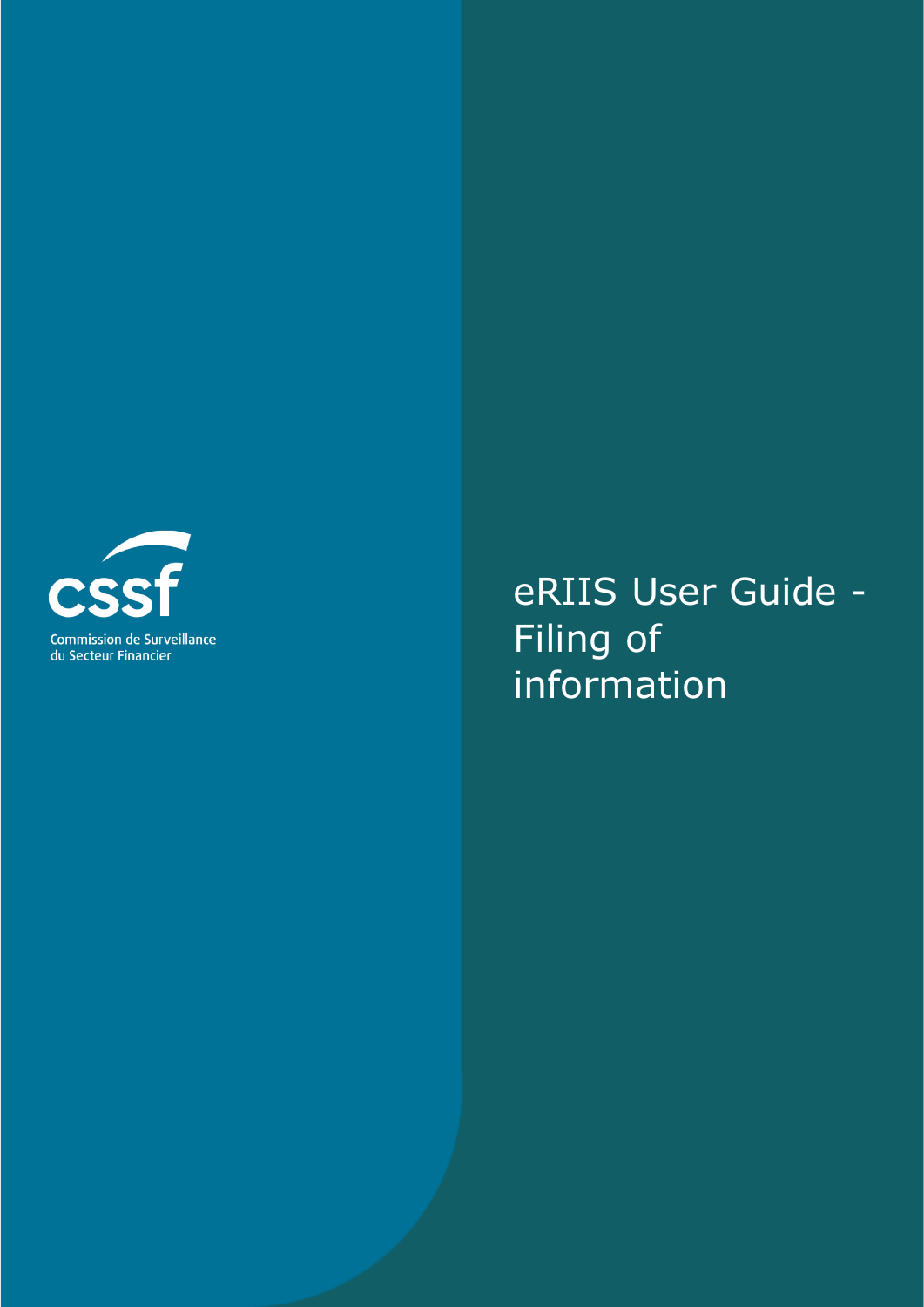cssf

Commission de Surveillance du Secteur Financier

# eRIIS User Guide - Filing of information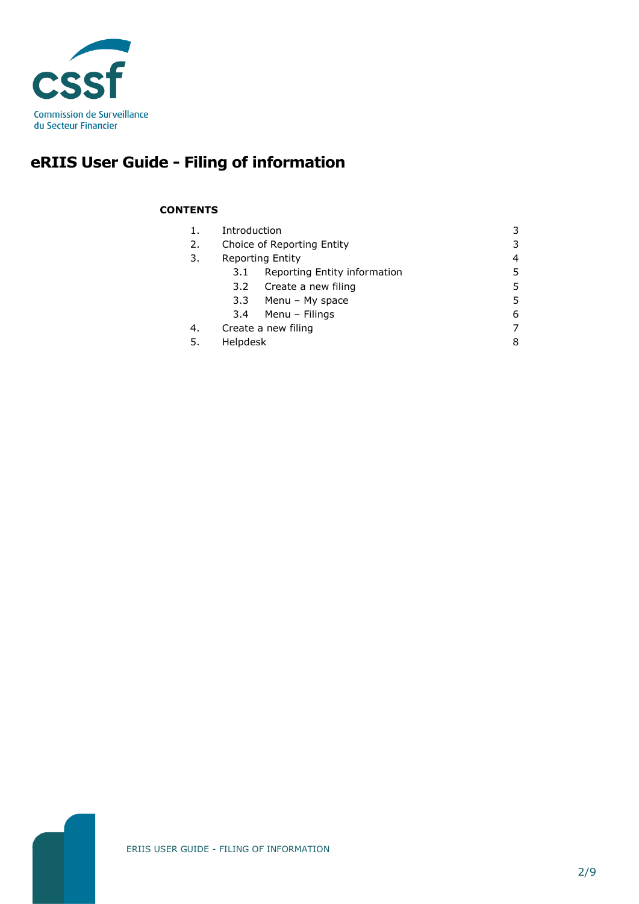# eRIIS User Guide - Filing of information

**CONTENTS**

| | | |
|---|---|---|
| 1. | Introduction | 3 |
| 2. | Choice of Reporting Entity | 3 |
| 3. | Reporting Entity | 4 |
| | 3.1 Reporting Entity information | 5 |
| | 3.2 Create a new filing | 5 |
| | 3.3 Menu – My space | 5 |
| | 3.4 Menu – Filings | 6 |
| 4. | Create a new filing | 7 |
| 5. | Helpdesk | 8 |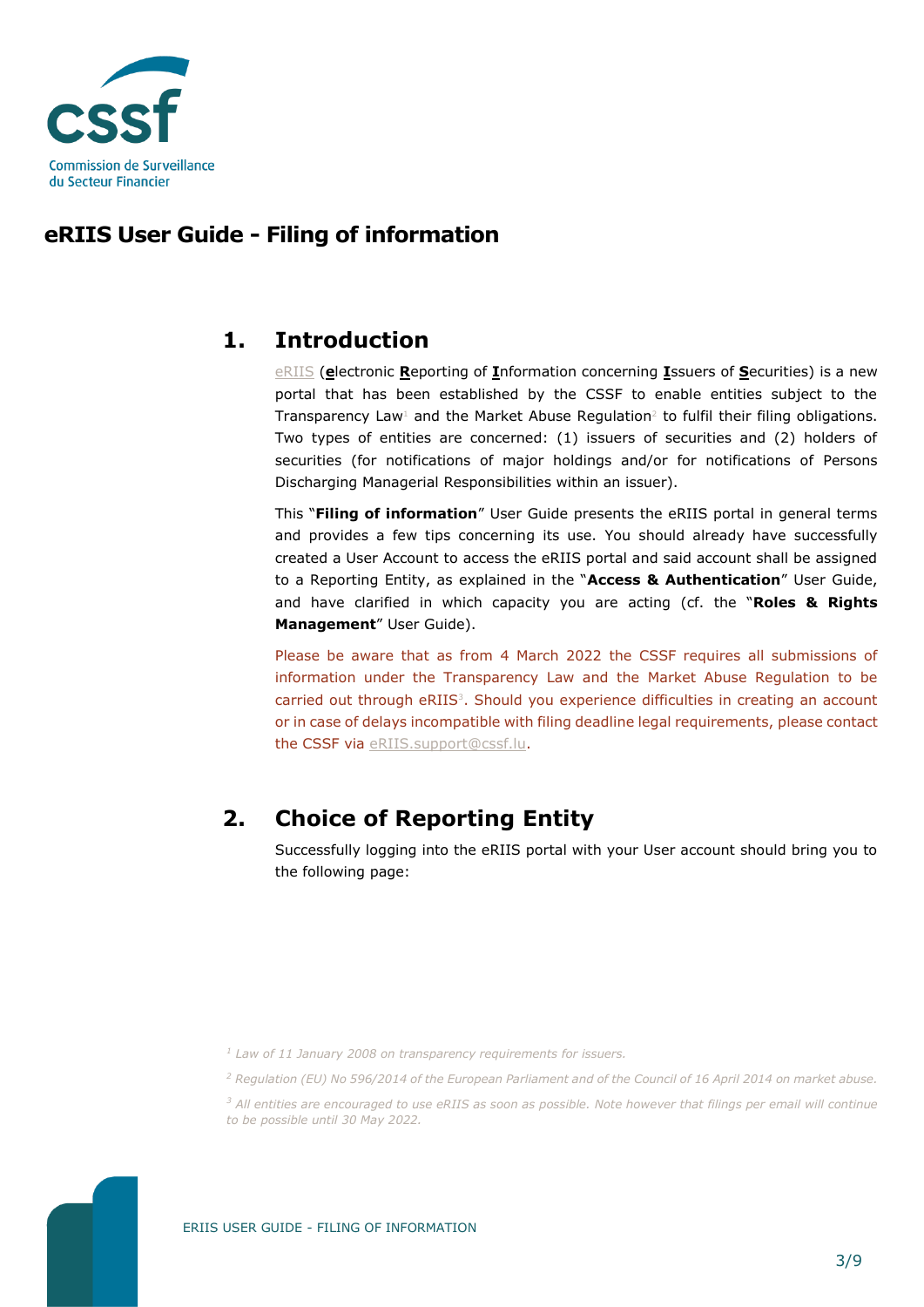# eRIIS User Guide - Filing of information

## 1. Introduction

eRIIS (**e**lectronic **R**eporting of **I**nformation concerning **I**ssuers of **S**ecurities) is a new portal that has been established by the CSSF to enable entities subject to the Transparency Law[1] and the Market Abuse Regulation[2] to fulfil their filing obligations. Two types of entities are concerned: (1) issuers of securities and (2) holders of securities (for notifications of major holdings and/or for notifications of Persons Discharging Managerial Responsibilities within an issuer).

This "**Filing of information**" User Guide presents the eRIIS portal in general terms and provides a few tips concerning its use. You should already have successfully created a User Account to access the eRIIS portal and said account shall be assigned to a Reporting Entity, as explained in the "**Access & Authentication**" User Guide, and have clarified in which capacity you are acting (cf. the "**Roles & Rights Management**" User Guide).

Please be aware that as from 4 March 2022 the CSSF requires all submissions of information under the Transparency Law and the Market Abuse Regulation to be carried out through eRIIS[3]. Should you experience difficulties in creating an account or in case of delays incompatible with filing deadline legal requirements, please contact the CSSF via eRIIS.support@cssf.lu.

## 2. Choice of Reporting Entity

Successfully logging into the eRIIS portal with your User account should bring you to the following page:

[1] *Law of 11 January 2008 on transparency requirements for issuers.*

[2] *Regulation (EU) No 596/2014 of the European Parliament and of the Council of 16 April 2014 on market abuse.*

[3] *All entities are encouraged to use eRIIS as soon as possible. Note however that filings per email will continue to be possible until 30 May 2022.*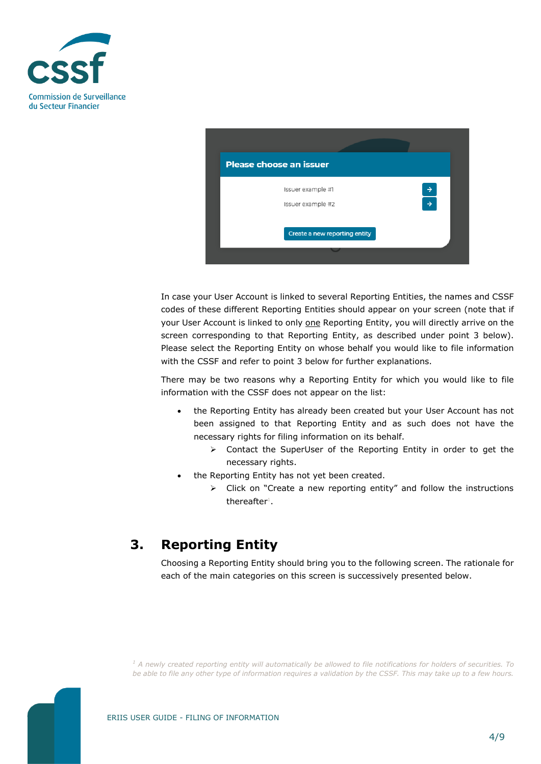In case your User Account is linked to several Reporting Entities, the names and CSSF codes of these different Reporting Entities should appear on your screen (note that if your User Account is linked to only one Reporting Entity, you will directly arrive on the screen corresponding to that Reporting Entity, as described under point 3 below). Please select the Reporting Entity on whose behalf you would like to file information with the CSSF and refer to point 3 below for further explanations.

There may be two reasons why a Reporting Entity for which you would like to file information with the CSSF does not appear on the list:

- the Reporting Entity has already been created but your User Account has not been assigned to that Reporting Entity and as such does not have the necessary rights for filing information on its behalf.
  - ➢ Contact the SuperUser of the Reporting Entity in order to get the necessary rights.
- the Reporting Entity has not yet been created.
  - ➢ Click on "Create a new reporting entity" and follow the instructions thereafter[1].

## 3. Reporting Entity

Choosing a Reporting Entity should bring you to the following screen. The rationale for each of the main categories on this screen is successively presented below.

[1] *A newly created reporting entity will automatically be allowed to file notifications for holders of securities. To be able to file any other type of information requires a validation by the CSSF. This may take up to a few hours.*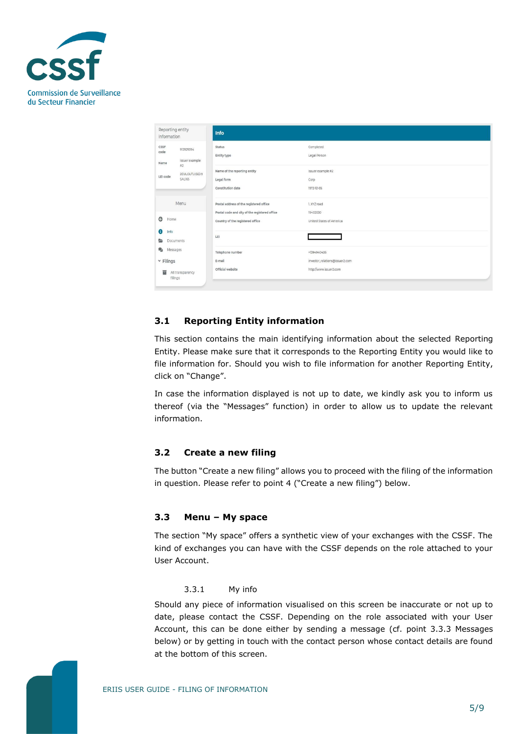## 3.1 Reporting Entity information

This section contains the main identifying information about the selected Reporting Entity. Please make sure that it corresponds to the Reporting Entity you would like to file information for. Should you wish to file information for another Reporting Entity, click on "Change".

In case the information displayed is not up to date, we kindly ask you to inform us thereof (via the "Messages" function) in order to allow us to update the relevant information.

## 3.2 Create a new filing

The button "Create a new filing" allows you to proceed with the filing of the information in question. Please refer to point 4 ("Create a new filing") below.

## 3.3 Menu – My space

The section "My space" offers a synthetic view of your exchanges with the CSSF. The kind of exchanges you can have with the CSSF depends on the role attached to your User Account.

### 3.3.1 My info

Should any piece of information visualised on this screen be inaccurate or not up to date, please contact the CSSF. Depending on the role associated with your User Account, this can be done either by sending a message (cf. point 3.3.3 Messages below) or by getting in touch with the contact person whose contact details are found at the bottom of this screen.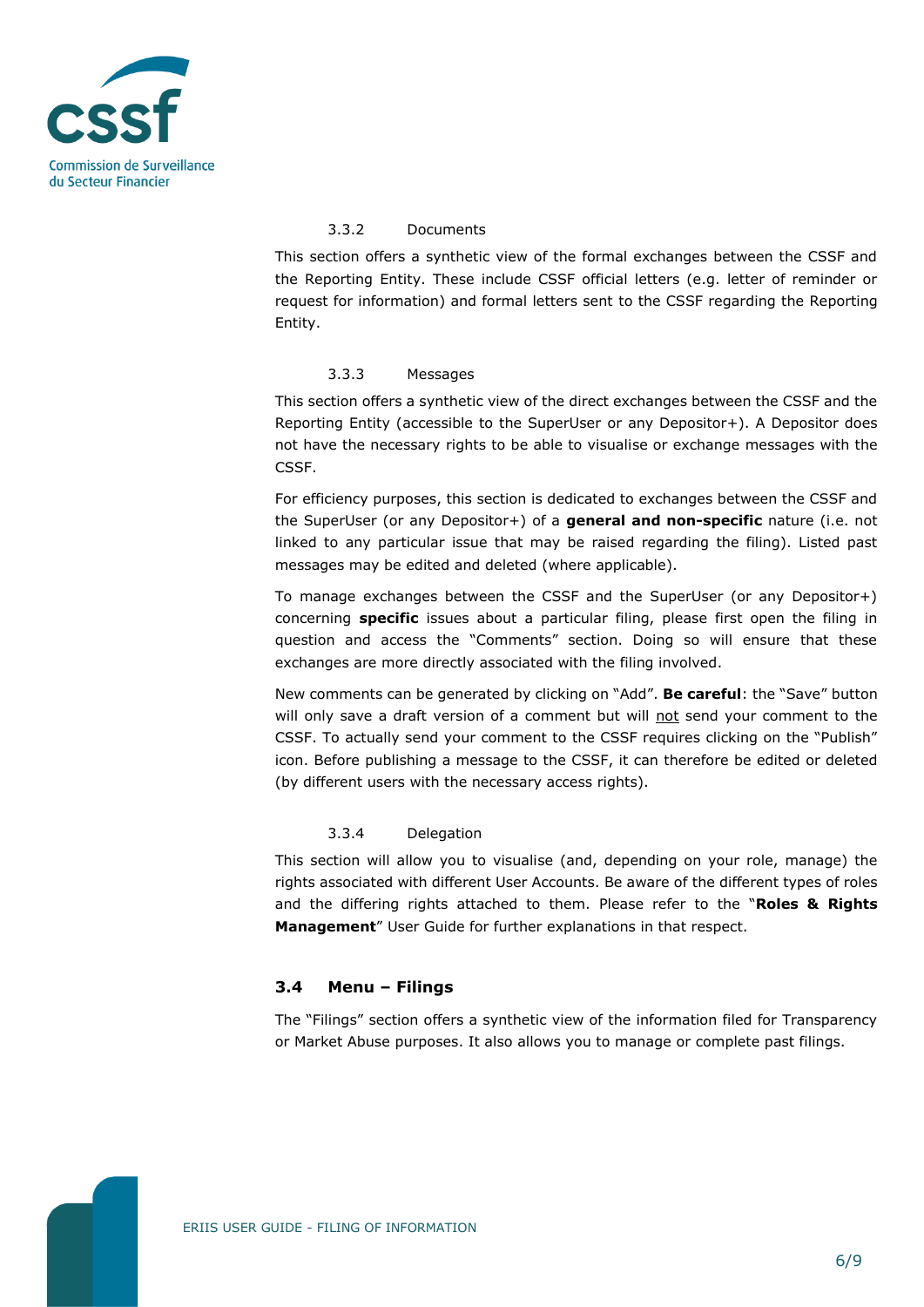#### 3.3.2 Documents

This section offers a synthetic view of the formal exchanges between the CSSF and the Reporting Entity. These include CSSF official letters (e.g. letter of reminder or request for information) and formal letters sent to the CSSF regarding the Reporting Entity.

#### 3.3.3 Messages

This section offers a synthetic view of the direct exchanges between the CSSF and the Reporting Entity (accessible to the SuperUser or any Depositor+). A Depositor does not have the necessary rights to be able to visualise or exchange messages with the CSSF.

For efficiency purposes, this section is dedicated to exchanges between the CSSF and the SuperUser (or any Depositor+) of a **general and non-specific** nature (i.e. not linked to any particular issue that may be raised regarding the filing). Listed past messages may be edited and deleted (where applicable).

To manage exchanges between the CSSF and the SuperUser (or any Depositor+) concerning **specific** issues about a particular filing, please first open the filing in question and access the "Comments" section. Doing so will ensure that these exchanges are more directly associated with the filing involved.

New comments can be generated by clicking on "Add". **Be careful**: the "Save" button will only save a draft version of a comment but will <u>not</u> send your comment to the CSSF. To actually send your comment to the CSSF requires clicking on the "Publish" icon. Before publishing a message to the CSSF, it can therefore be edited or deleted (by different users with the necessary access rights).

#### 3.3.4 Delegation

This section will allow you to visualise (and, depending on your role, manage) the rights associated with different User Accounts. Be aware of the different types of roles and the differing rights attached to them. Please refer to the "**Roles & Rights Management**" User Guide for further explanations in that respect.

### 3.4 Menu – Filings

The "Filings" section offers a synthetic view of the information filed for Transparency or Market Abuse purposes. It also allows you to manage or complete past filings.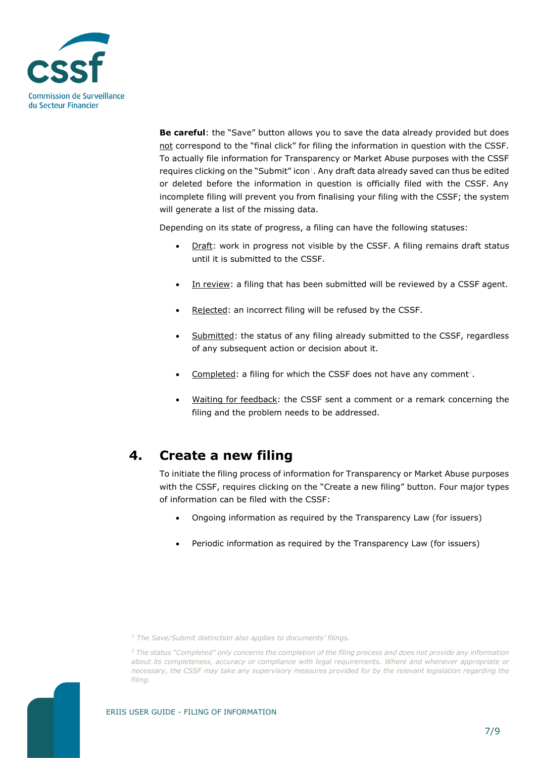**Be careful**: the "Save" button allows you to save the data already provided but does not correspond to the "final click" for filing the information in question with the CSSF. To actually file information for Transparency or Market Abuse purposes with the CSSF requires clicking on the "Submit" icon[1]. Any draft data already saved can thus be edited or deleted before the information in question is officially filed with the CSSF. Any incomplete filing will prevent you from finalising your filing with the CSSF; the system will generate a list of the missing data.

Depending on its state of progress, a filing can have the following statuses:

- Draft: work in progress not visible by the CSSF. A filing remains draft status until it is submitted to the CSSF.
- In review: a filing that has been submitted will be reviewed by a CSSF agent.
- Rejected: an incorrect filing will be refused by the CSSF.
- Submitted: the status of any filing already submitted to the CSSF, regardless of any subsequent action or decision about it.
- Completed: a filing for which the CSSF does not have any comment[2].
- Waiting for feedback: the CSSF sent a comment or a remark concerning the filing and the problem needs to be addressed.

## 4. Create a new filing

To initiate the filing process of information for Transparency or Market Abuse purposes with the CSSF, requires clicking on the "Create a new filing" button. Four major types of information can be filed with the CSSF:

- Ongoing information as required by the Transparency Law (for issuers)
- Periodic information as required by the Transparency Law (for issuers)

---

[1] *The Save/Submit distinction also applies to documents' filings.*

[2] *The status "Completed" only concerns the completion of the filing process and does not provide any information about its completeness, accuracy or compliance with legal requirements. Where and whenever appropriate or necessary, the CSSF may take any supervisory measures provided for by the relevant legislation regarding the filing.*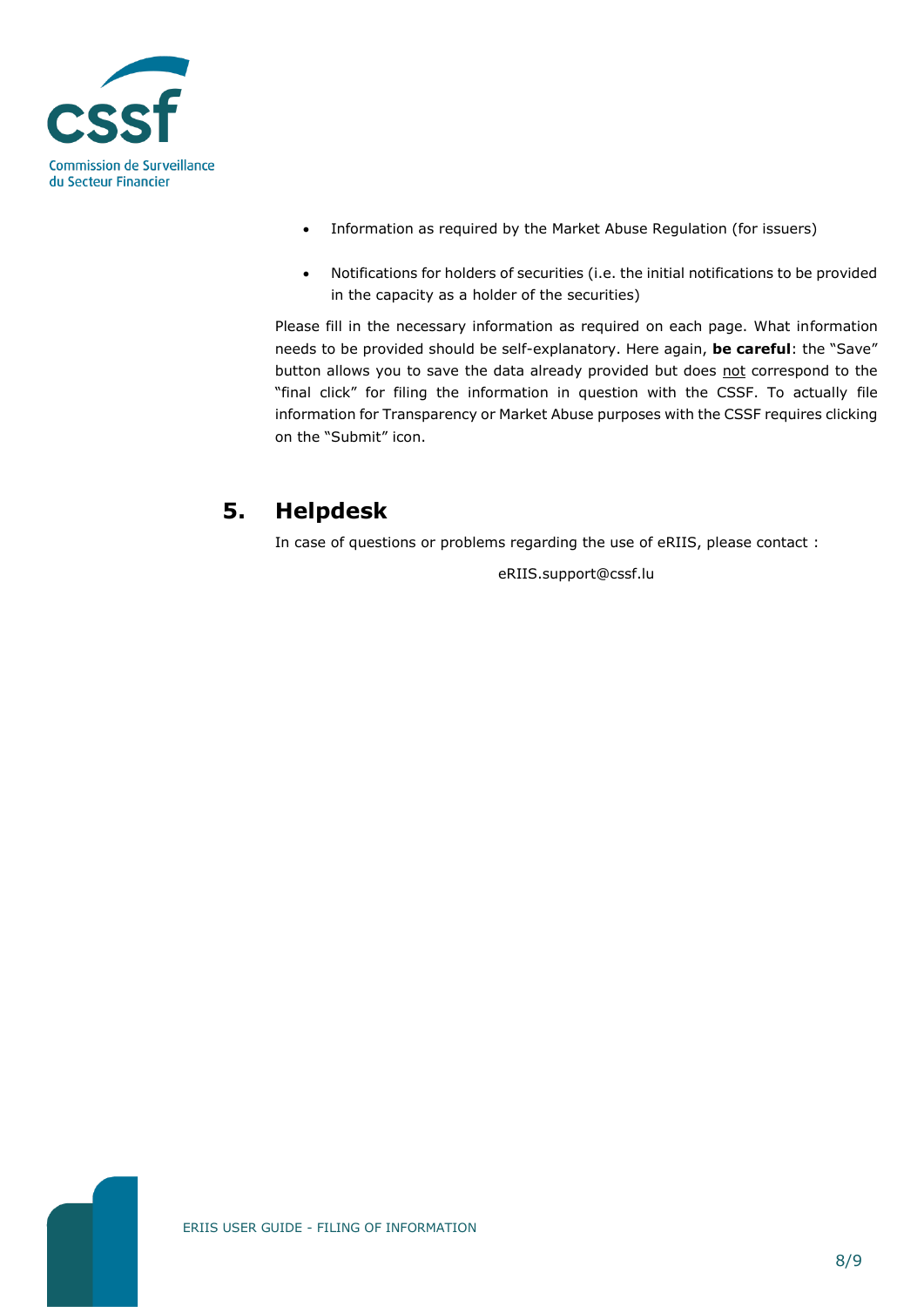- Information as required by the Market Abuse Regulation (for issuers)
- Notifications for holders of securities (i.e. the initial notifications to be provided in the capacity as a holder of the securities)

Please fill in the necessary information as required on each page. What information needs to be provided should be self-explanatory. Here again, **be careful**: the "Save" button allows you to save the data already provided but does not correspond to the "final click" for filing the information in question with the CSSF. To actually file information for Transparency or Market Abuse purposes with the CSSF requires clicking on the "Submit" icon.

## 5. Helpdesk

In case of questions or problems regarding the use of eRIIS, please contact :

eRIIS.support@cssf.lu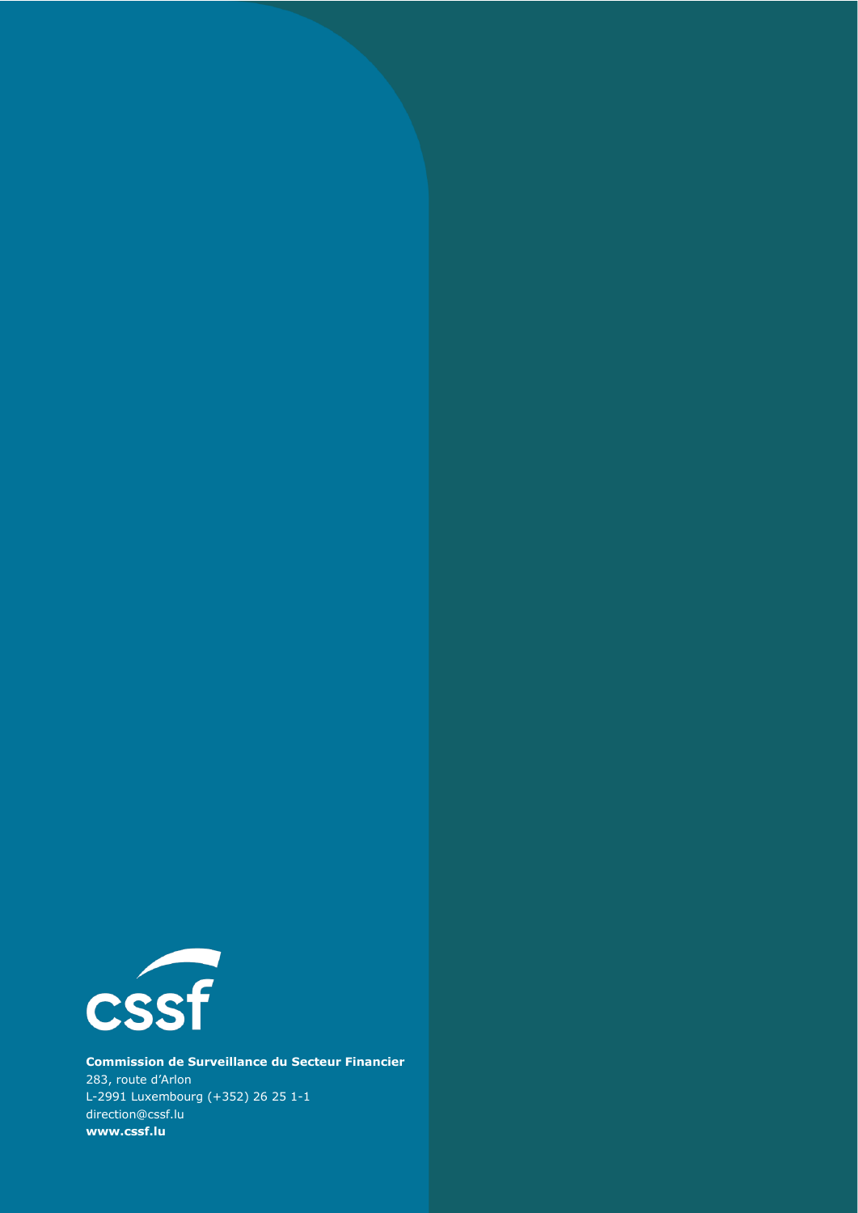cssf

**Commission de Surveillance du Secteur Financier**
283, route d'Arlon
L-2991 Luxembourg (+352) 26 25 1-1
direction@cssf.lu
**www.cssf.lu**